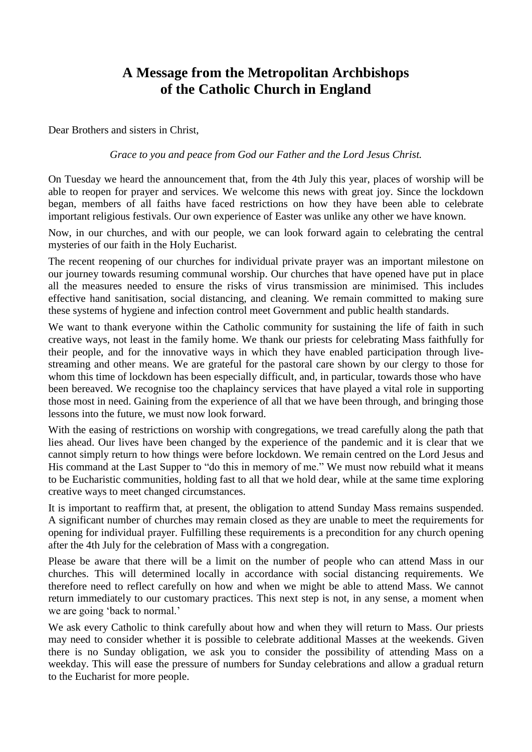# A Message from the Metropolitan Archbishops of the Catholic Church in England

Dear Brothers and sisters in Christ,

*Grace to you and peace from God our Father and the Lord Jesus Christ.*

On Tuesday we heard the announcement that, from the 4th July this year, places of worship will be able to reopen for prayer and services. We welcome this news with great joy. Since the lockdown began, members of all faiths have faced restrictions on how they have been able to celebrate important religious festivals. Our own experience of Easter was unlike any other we have known.

Now, in our churches, and with our people, we can look forward again to celebrating the central mysteries of our faith in the Holy Eucharist.

The recent reopening of our churches for individual private prayer was an important milestone on our journey towards resuming communal worship. Our churches that have opened have put in place all the measures needed to ensure the risks of virus transmission are minimised. This includes effective hand sanitisation, social distancing, and cleaning. We remain committed to making sure these systems of hygiene and infection control meet Government and public health standards.

We want to thank everyone within the Catholic community for sustaining the life of faith in such creative ways, not least in the family home. We thank our priests for celebrating Mass faithfully for their people, and for the innovative ways in which they have enabled participation through live-streaming and other means. We are grateful for the pastoral care shown by our clergy to those for whom this time of lockdown has been especially difficult, and, in particular, towards those who have been bereaved. We recognise too the chaplaincy services that have played a vital role in supporting those most in need. Gaining from the experience of all that we have been through, and bringing those lessons into the future, we must now look forward.

With the easing of restrictions on worship with congregations, we tread carefully along the path that lies ahead. Our lives have been changed by the experience of the pandemic and it is clear that we cannot simply return to how things were before lockdown. We remain centred on the Lord Jesus and His command at the Last Supper to "do this in memory of me." We must now rebuild what it means to be Eucharistic communities, holding fast to all that we hold dear, while at the same time exploring creative ways to meet changed circumstances.

It is important to reaffirm that, at present, the obligation to attend Sunday Mass remains suspended. A significant number of churches may remain closed as they are unable to meet the requirements for opening for individual prayer. Fulfilling these requirements is a precondition for any church opening after the 4th July for the celebration of Mass with a congregation.

Please be aware that there will be a limit on the number of people who can attend Mass in our churches. This will determined locally in accordance with social distancing requirements. We therefore need to reflect carefully on how and when we might be able to attend Mass. We cannot return immediately to our customary practices. This next step is not, in any sense, a moment when we are going 'back to normal.'

We ask every Catholic to think carefully about how and when they will return to Mass. Our priests may need to consider whether it is possible to celebrate additional Masses at the weekends. Given there is no Sunday obligation, we ask you to consider the possibility of attending Mass on a weekday. This will ease the pressure of numbers for Sunday celebrations and allow a gradual return to the Eucharist for more people.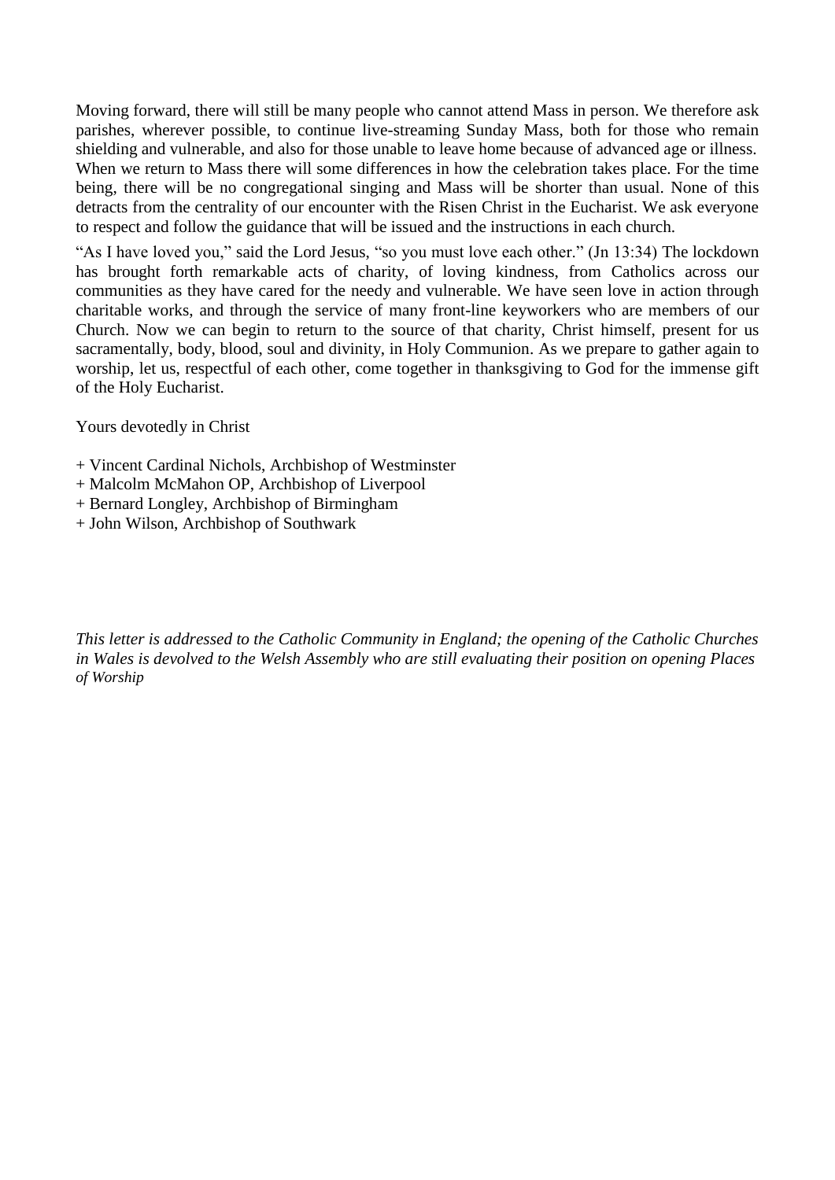Moving forward, there will still be many people who cannot attend Mass in person. We therefore ask parishes, wherever possible, to continue live-streaming Sunday Mass, both for those who remain shielding and vulnerable, and also for those unable to leave home because of advanced age or illness. When we return to Mass there will some differences in how the celebration takes place. For the time being, there will be no congregational singing and Mass will be shorter than usual. None of this detracts from the centrality of our encounter with the Risen Christ in the Eucharist. We ask everyone to respect and follow the guidance that will be issued and the instructions in each church.

"As I have loved you," said the Lord Jesus, "so you must love each other." (Jn 13:34) The lockdown has brought forth remarkable acts of charity, of loving kindness, from Catholics across our communities as they have cared for the needy and vulnerable. We have seen love in action through charitable works, and through the service of many front-line keyworkers who are members of our Church. Now we can begin to return to the source of that charity, Christ himself, present for us sacramentally, body, blood, soul and divinity, in Holy Communion. As we prepare to gather again to worship, let us, respectful of each other, come together in thanksgiving to God for the immense gift of the Holy Eucharist.

Yours devotedly in Christ

+ Vincent Cardinal Nichols, Archbishop of Westminster  
+ Malcolm McMahon OP, Archbishop of Liverpool  
+ Bernard Longley, Archbishop of Birmingham  
+ John Wilson, Archbishop of Southwark

*This letter is addressed to the Catholic Community in England; the opening of the Catholic Churches in Wales is devolved to the Welsh Assembly who are still evaluating their position on opening Places of Worship*